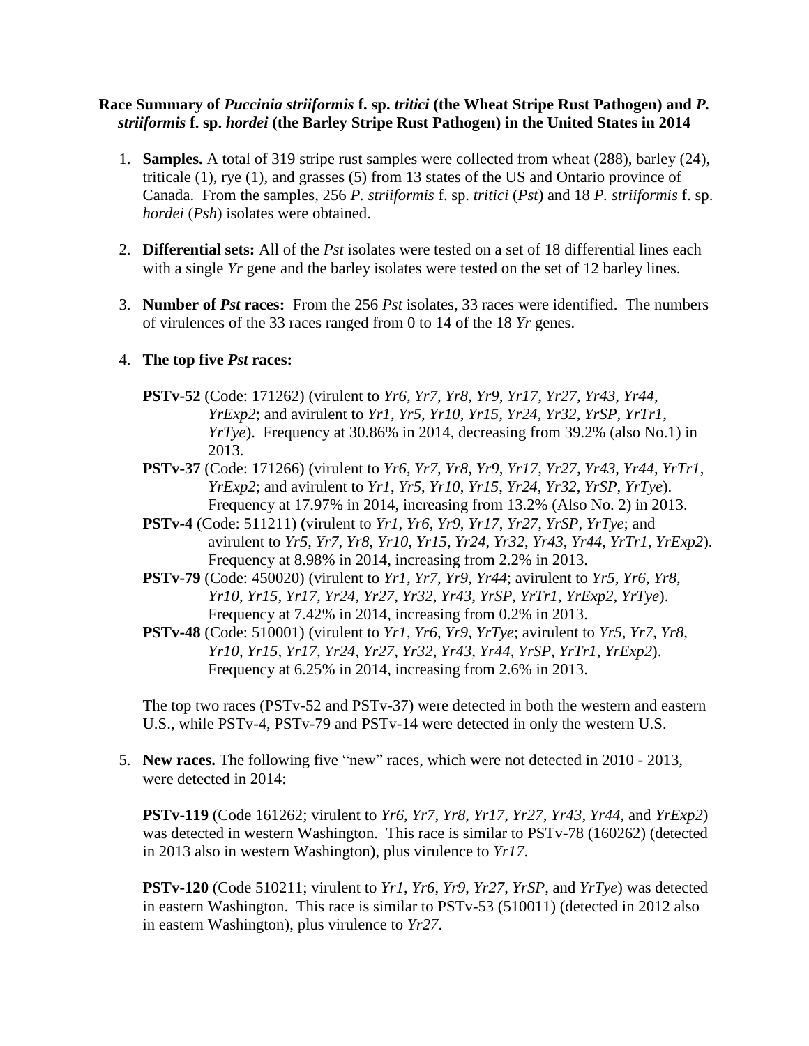**Race Summary of *Puccinia striiformis* f. sp. *tritici* (the Wheat Stripe Rust Pathogen) and *P. striiformis* f. sp. *hordei* (the Barley Stripe Rust Pathogen) in the United States in 2014**

1. **Samples.** A total of 319 stripe rust samples were collected from wheat (288), barley (24), triticale (1), rye (1), and grasses (5) from 13 states of the US and Ontario province of Canada. From the samples, 256 *P. striiformis* f. sp. *tritici* (*Pst*) and 18 *P. striiformis* f. sp. *hordei* (*Psh*) isolates were obtained.

2. **Differential sets:** All of the *Pst* isolates were tested on a set of 18 differential lines each with a single *Yr* gene and the barley isolates were tested on the set of 12 barley lines.

3. **Number of *Pst* races:** From the 256 *Pst* isolates, 33 races were identified. The numbers of virulences of the 33 races ranged from 0 to 14 of the 18 *Yr* genes.

4. **The top five *Pst* races:**

   **PSTv-52** (Code: 171262) (virulent to *Yr6*, *Yr7*, *Yr8*, *Yr9*, *Yr17*, *Yr27*, *Yr43*, *Yr44*, *YrExp2*; and avirulent to *Yr1*, *Yr5*, *Yr10*, *Yr15*, *Yr24*, *Yr32*, *YrSP*, *YrTr1*, *YrTye*). Frequency at 30.86% in 2014, decreasing from 39.2% (also No.1) in 2013.

   **PSTv-37** (Code: 171266) (virulent to *Yr6*, *Yr7*, *Yr8*, *Yr9*, *Yr17*, *Yr27*, *Yr43*, *Yr44*, *YrTr1*, *YrExp2*; and avirulent to *Yr1*, *Yr5*, *Yr10*, *Yr15*, *Yr24*, *Yr32*, *YrSP*, *YrTye*). Frequency at 17.97% in 2014, increasing from 13.2% (Also No. 2) in 2013.

   **PSTv-4** (Code: 511211) **(**virulent to *Yr1*, *Yr6*, *Yr9*, *Yr17*, *Yr27*, *YrSP*, *YrTye*; and avirulent to *Yr5*, *Yr7*, *Yr8*, *Yr10*, *Yr15*, *Yr24*, *Yr32*, *Yr43*, *Yr44*, *YrTr1*, *YrExp2*). Frequency at 8.98% in 2014, increasing from 2.2% in 2013.

   **PSTv-79** (Code: 450020) (virulent to *Yr1*, *Yr7*, *Yr9*, *Yr44*; avirulent to *Yr5*, *Yr6*, *Yr8*, *Yr10*, *Yr15*, *Yr17*, *Yr24*, *Yr27*, *Yr32*, *Yr43*, *YrSP*, *YrTr1*, *YrExp2*, *YrTye*). Frequency at 7.42% in 2014, increasing from 0.2% in 2013.

   **PSTv-48** (Code: 510001) (virulent to *Yr1*, *Yr6*, *Yr9*, *YrTye*; avirulent to *Yr5*, *Yr7*, *Yr8*, *Yr10*, *Yr15*, *Yr17*, *Yr24*, *Yr27*, *Yr32*, *Yr43*, *Yr44*, *YrSP*, *YrTr1*, *YrExp2*). Frequency at 6.25% in 2014, increasing from 2.6% in 2013.

   The top two races (PSTv-52 and PSTv-37) were detected in both the western and eastern U.S., while PSTv-4, PSTv-79 and PSTv-14 were detected in only the western U.S.

5. **New races.** The following five "new" races, which were not detected in 2010 - 2013, were detected in 2014:

   **PSTv-119** (Code 161262; virulent to *Yr6*, *Yr7*, *Yr8*, *Yr17*, *Yr27*, *Yr43*, *Yr44*, and *YrExp2*) was detected in western Washington. This race is similar to PSTv-78 (160262) (detected in 2013 also in western Washington), plus virulence to *Yr17*.

   **PSTv-120** (Code 510211; virulent to *Yr1*, *Yr6*, *Yr9*, *Yr27*, *YrSP*, and *YrTye*) was detected in eastern Washington. This race is similar to PSTv-53 (510011) (detected in 2012 also in eastern Washington), plus virulence to *Yr27*.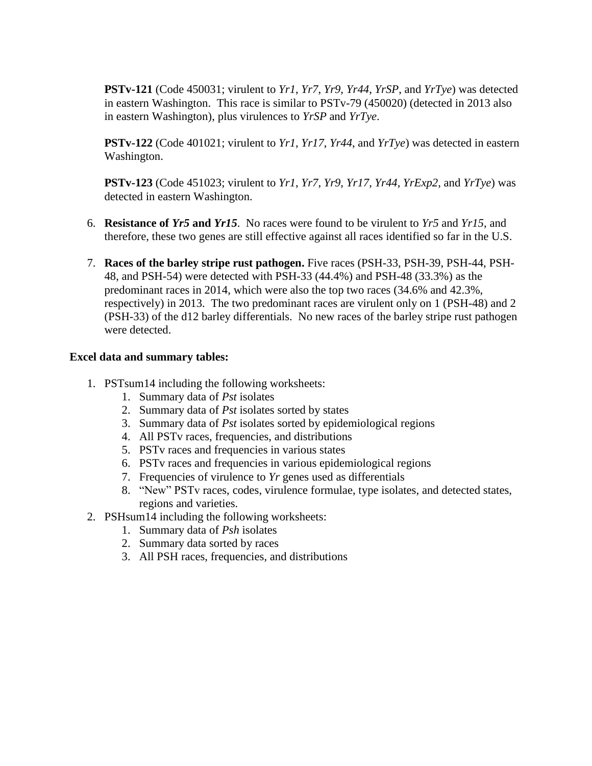**PSTv-121** (Code 450031; virulent to *Yr1*, *Yr7*, *Yr9*, *Yr44*, *YrSP*, and *YrTye*) was detected in eastern Washington. This race is similar to PSTv-79 (450020) (detected in 2013 also in eastern Washington), plus virulences to *YrSP* and *YrTye*.

**PSTv-122** (Code 401021; virulent to *Yr1*, *Yr17*, *Yr44*, and *YrTye*) was detected in eastern Washington.

**PSTv-123** (Code 451023; virulent to *Yr1*, *Yr7*, *Yr9*, *Yr17*, *Yr44*, *YrExp2*, and *YrTye*) was detected in eastern Washington.

6. **Resistance of *Yr5* and *Yr15*.** No races were found to be virulent to *Yr5* and *Yr15*, and therefore, these two genes are still effective against all races identified so far in the U.S.

7. **Races of the barley stripe rust pathogen.** Five races (PSH-33, PSH-39, PSH-44, PSH-48, and PSH-54) were detected with PSH-33 (44.4%) and PSH-48 (33.3%) as the predominant races in 2014, which were also the top two races (34.6% and 42.3%, respectively) in 2013. The two predominant races are virulent only on 1 (PSH-48) and 2 (PSH-33) of the d12 barley differentials. No new races of the barley stripe rust pathogen were detected.

**Excel data and summary tables:**

1. PSTsum14 including the following worksheets:
    1. Summary data of *Pst* isolates
    2. Summary data of *Pst* isolates sorted by states
    3. Summary data of *Pst* isolates sorted by epidemiological regions
    4. All PSTv races, frequencies, and distributions
    5. PSTv races and frequencies in various states
    6. PSTv races and frequencies in various epidemiological regions
    7. Frequencies of virulence to *Yr* genes used as differentials
    8. "New" PSTv races, codes, virulence formulae, type isolates, and detected states, regions and varieties.
2. PSHsum14 including the following worksheets:
    1. Summary data of *Psh* isolates
    2. Summary data sorted by races
    3. All PSH races, frequencies, and distributions